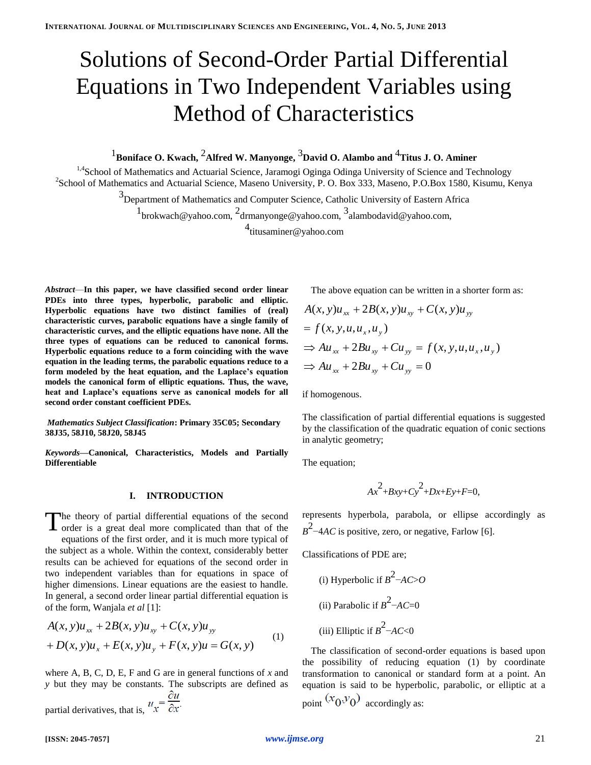# Solutions of Second-Order Partial Differential Equations in Two Independent Variables using Method of Characteristics

[1]**Boniface O. Kwach,** [2]**Alfred W. Manyonge,** [3]**David O. Alambo and** [4]**Titus J. O. Aminer**

[1,4]School of Mathematics and Actuarial Science, Jaramogi Oginga Odinga University of Science and Technology
[2]School of Mathematics and Actuarial Science, Maseno University, P. O. Box 333, Maseno, P.O.Box 1580, Kisumu, Kenya

[3]Department of Mathematics and Computer Science, Catholic University of Eastern Africa

[1]brokwach@yahoo.com, [2]drmanyonge@yahoo.com, [3]alambodavid@yahoo.com,
[4]titusaminer@yahoo.com

***Abstract*****—In this paper, we have classified second order linear PDEs into three types, hyperbolic, parabolic and elliptic. Hyperbolic equations have two distinct families of (real) characteristic curves, parabolic equations have a single family of characteristic curves, and the elliptic equations have none. All the three types of equations can be reduced to canonical forms. Hyperbolic equations reduce to a form coinciding with the wave equation in the leading terms, the parabolic equations reduce to a form modeled by the heat equation, and the Laplace's equation models the canonical form of elliptic equations. Thus, the wave, heat and Laplace's equations serve as canonical models for all second order constant coefficient PDEs.**

***Mathematics Subject Classification*****: Primary 35C05; Secondary 38J35, 58J10, 58J20, 58J45**

***Keywords*****—Canonical, Characteristics, Models and Partially Differentiable**

## I. INTRODUCTION

The theory of partial differential equations of the second order is a great deal more complicated than that of the equations of the first order, and it is much more typical of the subject as a whole. Within the context, considerably better results can be achieved for equations of the second order in two independent variables than for equations in space of higher dimensions. Linear equations are the easiest to handle. In general, a second order linear partial differential equation is of the form, Wanjala *et al* [1]:

$$A(x,y)u_{xx} + 2B(x,y)u_{xy} + C(x,y)u_{yy} + D(x,y)u_x + E(x,y)u_y + F(x,y)u = G(x,y) \qquad (1)$$

where A, B, C, D, E, F and G are in general functions of $x$ and $y$ but they may be constants. The subscripts are defined as partial derivatives, that is, $u_x = \frac{\partial u}{\partial x}$.

The above equation can be written in a shorter form as:

$$A(x,y)u_{xx} + 2B(x,y)u_{xy} + C(x,y)u_{yy} = f(x,y,u,u_x,u_y)$$

$$\Rightarrow Au_{xx} + 2Bu_{xy} + Cu_{yy} = f(x,y,u,u_x,u_y)$$

$$\Rightarrow Au_{xx} + 2Bu_{xy} + Cu_{yy} = 0$$

if homogenous.

The classification of partial differential equations is suggested by the classification of the quadratic equation of conic sections in analytic geometry;

The equation;

$$Ax^2 + Bxy + Cy^2 + Dx + Ey + F = 0,$$

represents hyperbola, parabola, or ellipse accordingly as $B^2 - 4AC$ is positive, zero, or negative, Farlow [6].

Classifications of PDE are;

(i) Hyperbolic if $B^2 - AC > O$

(ii) Parabolic if $B^2 - AC = 0$

(iii) Elliptic if $B^2 - AC < 0$

The classification of second-order equations is based upon the possibility of reducing equation (1) by coordinate transformation to canonical or standard form at a point. An equation is said to be hyperbolic, parabolic, or elliptic at a point $(x_0, y_0)$ accordingly as: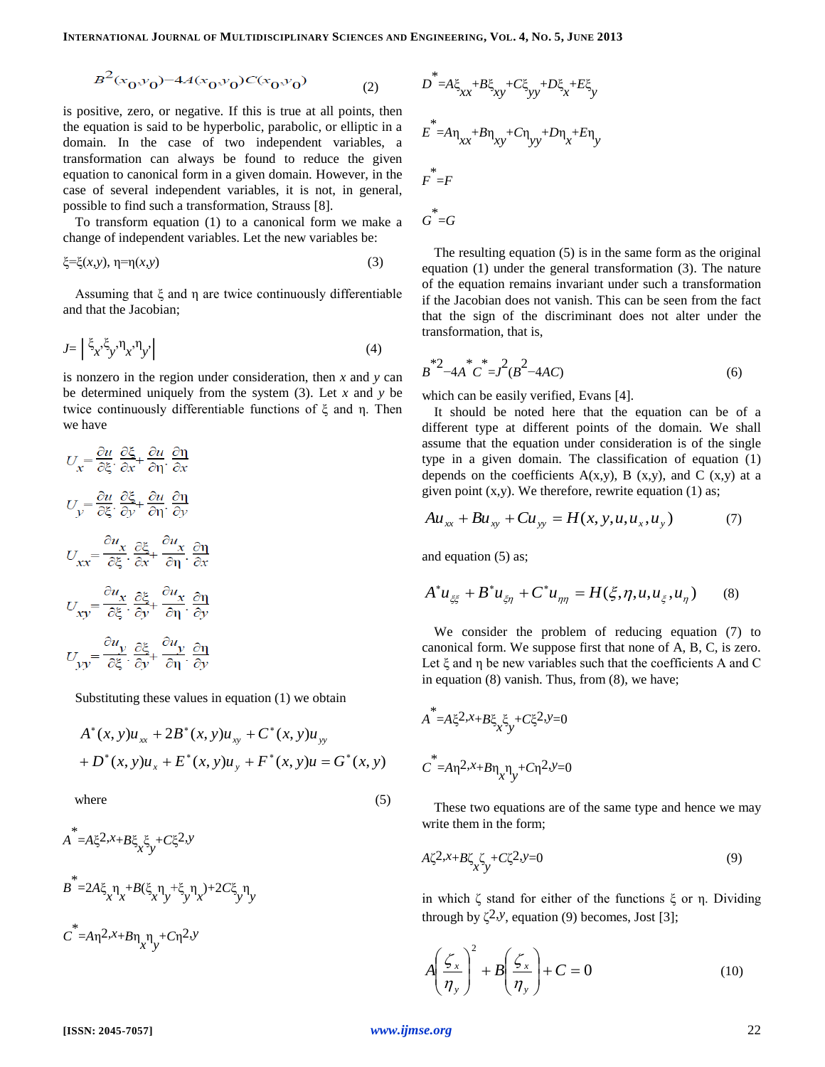$$B^2(x_0,y_0)-4A(x_0,y_0)C(x_0,y_0) \quad (2)$$

is positive, zero, or negative. If this is true at all points, then the equation is said to be hyperbolic, parabolic, or elliptic in a domain. In the case of two independent variables, a transformation can always be found to reduce the given equation to canonical form in a given domain. However, in the case of several independent variables, it is not, in general, possible to find such a transformation, Strauss [8].

To transform equation (1) to a canonical form we make a change of independent variables. Let the new variables be:

$$\xi=\xi(x,y),\ \eta=\eta(x,y) \quad (3)$$

Assuming that $\xi$ and $\eta$ are twice continuously differentiable and that the Jacobian;

$$J=\left| \xi_x, \xi_y, \eta_x, \eta_y \right| \quad (4)$$

is nonzero in the region under consideration, then $x$ and $y$ can be determined uniquely from the system (3). Let $x$ and $y$ be twice continuously differentiable functions of $\xi$ and $\eta$. Then we have

$$U_x=\frac{\partial u}{\partial \xi}\cdot\frac{\partial \xi}{\partial x}+\frac{\partial u}{\partial \eta}\cdot\frac{\partial \eta}{\partial x}$$

$$U_y=\frac{\partial u}{\partial \xi}\cdot\frac{\partial \xi}{\partial y}+\frac{\partial u}{\partial \eta}\cdot\frac{\partial \eta}{\partial y}$$

$$U_{xx}=\frac{\partial u_x}{\partial \xi}\cdot\frac{\partial \xi}{\partial x}+\frac{\partial u_x}{\partial \eta}\cdot\frac{\partial \eta}{\partial x}$$

$$U_{xy}=\frac{\partial u_x}{\partial \xi}\cdot\frac{\partial \xi}{\partial y}+\frac{\partial u_x}{\partial \eta}\cdot\frac{\partial \eta}{\partial y}$$

$$U_{yy}=\frac{\partial u_y}{\partial \xi}\cdot\frac{\partial \xi}{\partial y}+\frac{\partial u_y}{\partial \eta}\cdot\frac{\partial \eta}{\partial y}$$

Substituting these values in equation (1) we obtain

$$A^*(x,y)u_{xx}+2B^*(x,y)u_{xy}+C^*(x,y)u_{yy}$$
$$+D^*(x,y)u_x+E^*(x,y)u_y+F^*(x,y)u=G^*(x,y)$$

where (5)

$$A^*=A\xi^2{}_x+B\xi_x\xi_y+C\xi^2{}_y$$

$$B^*=2A\xi_x\eta_x+B(\xi_x\eta_y+\xi_y\eta_x)+2C\xi_y\eta_y$$

$$C^*=A\eta^2{}_x+B\eta_x\eta_y+C\eta^2{}_y$$

$$D^*=A\xi_{xx}+B\xi_{xy}+C\xi_{yy}+D\xi_x+E\xi_y$$

$$E^*=A\eta_{xx}+B\eta_{xy}+C\eta_{yy}+D\eta_x+E\eta_y$$

$$F^*=F$$

$$G^*=G$$

The resulting equation (5) is in the same form as the original equation (1) under the general transformation (3). The nature of the equation remains invariant under such a transformation if the Jacobian does not vanish. This can be seen from the fact that the sign of the discriminant does not alter under the transformation, that is,

$$B^{*2}-4A^*C^*=J^2(B^2-4AC) \quad (6)$$

which can be easily verified, Evans [4].

It should be noted here that the equation can be of a different type at different points of the domain. We shall assume that the equation under consideration is of the single type in a given domain. The classification of equation (1) depends on the coefficients A(x,y), B (x,y), and C (x,y) at a given point (x,y). We therefore, rewrite equation (1) as;

$$Au_{xx}+Bu_{xy}+Cu_{yy}=H(x,y,u,u_x,u_y) \quad (7)$$

and equation (5) as;

$$A^*u_{\xi\xi}+B^*u_{\xi\eta}+C^*u_{\eta\eta}=H(\xi,\eta,u,u_\xi,u_\eta) \quad (8)$$

We consider the problem of reducing equation (7) to canonical form. We suppose first that none of A, B, C, is zero. Let $\xi$ and $\eta$ be new variables such that the coefficients A and C in equation (8) vanish. Thus, from (8), we have;

$$A^*=A\xi^2{}_x+B\xi_x\xi_y+C\xi^2{}_y=0$$

$$C^*=A\eta^2{}_x+B\eta_x\eta_y+C\eta^2{}_y=0$$

These two equations are of the same type and hence we may write them in the form;

$$A\zeta^2{}_x+B\zeta_x\zeta_y+C\zeta^2{}_y=0 \quad (9)$$

in which $\zeta$ stand for either of the functions $\xi$ or $\eta$. Dividing through by $\zeta^2{}_y$, equation (9) becomes, Jost [3];

$$A\left(\frac{\zeta_x}{\eta_y}\right)^2+B\left(\frac{\zeta_x}{\eta_y}\right)+C=0 \quad (10)$$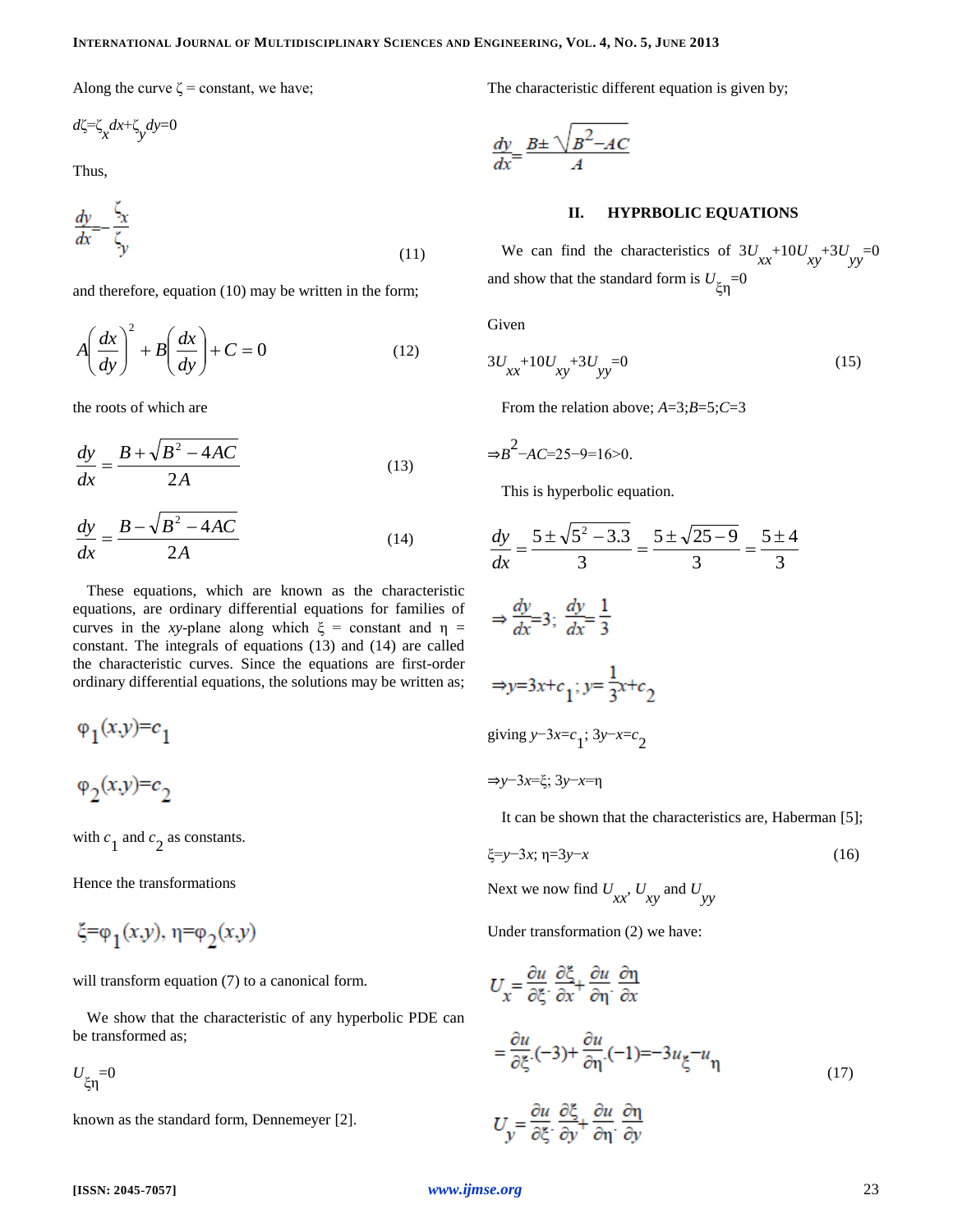Along the curve $\zeta$ = constant, we have;

$$d\zeta=\zeta_x dx+\zeta_y dy=0$$

Thus,

$$\frac{dy}{dx}=-\frac{\zeta_x}{\zeta_y} \tag{11}$$

and therefore, equation (10) may be written in the form;

$$A\left(\frac{dx}{dy}\right)^2+B\left(\frac{dx}{dy}\right)+C=0 \tag{12}$$

the roots of which are

$$\frac{dy}{dx}=\frac{B+\sqrt{B^2-4AC}}{2A} \tag{13}$$

$$\frac{dy}{dx}=\frac{B-\sqrt{B^2-4AC}}{2A} \tag{14}$$

These equations, which are known as the characteristic equations, are ordinary differential equations for families of curves in the $xy$-plane along which $\xi$ = constant and $\eta$ = constant. The integrals of equations (13) and (14) are called the characteristic curves. Since the equations are first-order ordinary differential equations, the solutions may be written as;

$$\varphi_1(x,y)=c_1$$

$$\varphi_2(x,y)=c_2$$

with $c_1$ and $c_2$ as constants.

Hence the transformations

$$\xi=\varphi_1(x,y),\ \eta=\varphi_2(x,y)$$

will transform equation (7) to a canonical form.

We show that the characteristic of any hyperbolic PDE can be transformed as;

$$U_{\xi\eta}=0$$

known as the standard form, Dennemeyer [2].

The characteristic different equation is given by;

$$\frac{dy}{dx}=\frac{B\pm\sqrt{B^2-AC}}{A}$$

## II. HYPRBOLIC EQUATIONS

We can find the characteristics of $3U_{xx}+10U_{xy}+3U_{yy}=0$ and show that the standard form is $U_{\xi\eta}=0$

Given

$$3U_{xx}+10U_{xy}+3U_{yy}=0 \tag{15}$$

From the relation above; $A$=3;$B$=5;$C$=3

$$\Rightarrow B^2-AC=25-9=16>0.$$

This is hyperbolic equation.

$$\frac{dy}{dx}=\frac{5\pm\sqrt{5^2-3.3}}{3}=\frac{5\pm\sqrt{25-9}}{3}=\frac{5\pm4}{3}$$

$$\Rightarrow \frac{dy}{dx}=3;\ \frac{dy}{dx}=\frac{1}{3}$$

$$\Rightarrow y=3x+c_1;\ y=\frac{1}{3}x+c_2$$

giving $y-3x=c_1$; $3y-x=c_2$

$$\Rightarrow y-3x=\xi;\ 3y-x=\eta$$

It can be shown that the characteristics are, Haberman [5];

$$\xi=y-3x;\ \eta=3y-x \tag{16}$$

Next we now find $U_{xx}$, $U_{xy}$ and $U_{yy}$

Under transformation (2) we have:

$$U_x=\frac{\partial u}{\partial \xi}\cdot\frac{\partial \xi}{\partial x}+\frac{\partial u}{\partial \eta}\cdot\frac{\partial \eta}{\partial x}$$

$$=\frac{\partial u}{\partial \xi}.(-3)+\frac{\partial u}{\partial \eta}.(-1)=-3u_\xi-u_\eta \tag{17}$$

$$U_y=\frac{\partial u}{\partial \xi}\cdot\frac{\partial \xi}{\partial y}+\frac{\partial u}{\partial \eta}\cdot\frac{\partial \eta}{\partial y}$$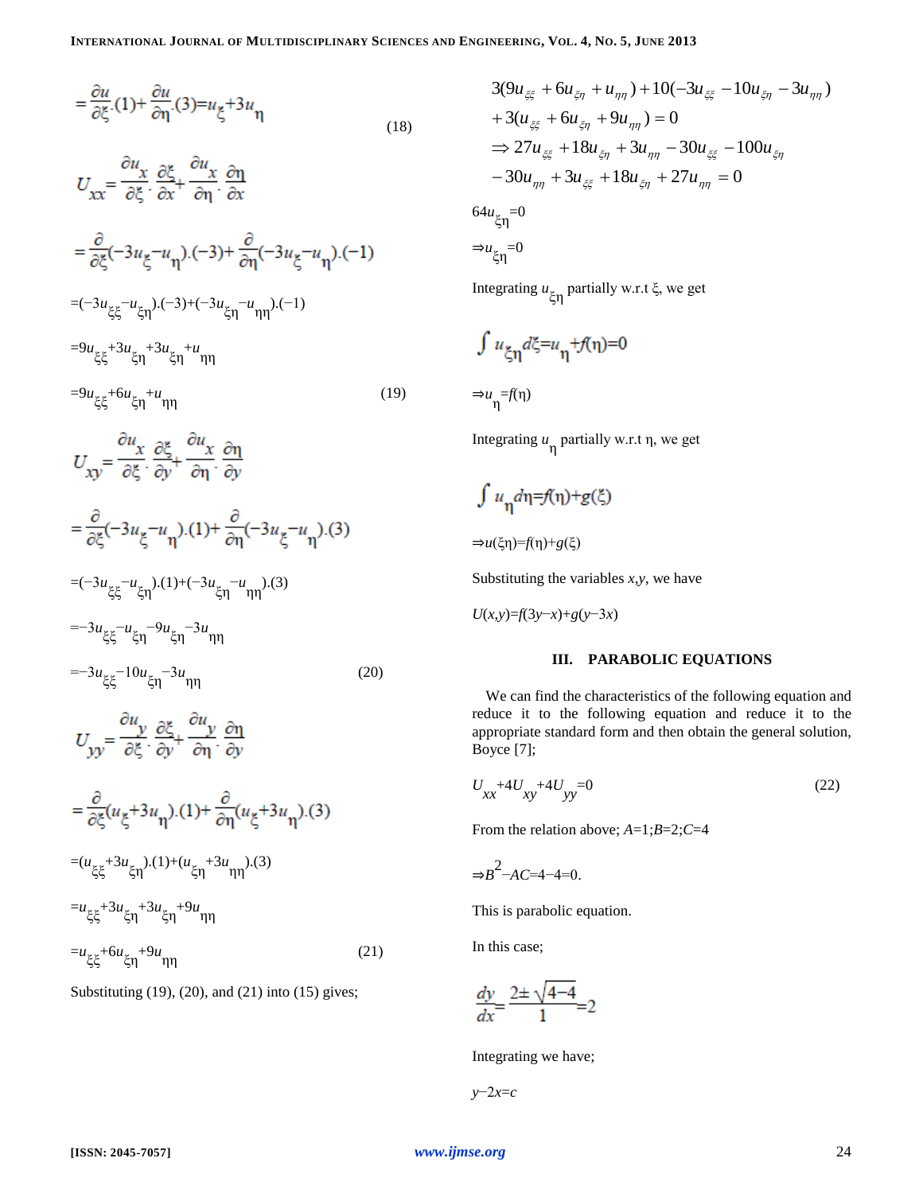$$=\frac{\partial u}{\partial \xi}.(1)+\frac{\partial u}{\partial \eta}.(3)=u_{\xi}+3u_{\eta} \tag{18}$$

$$U_{xx}=\frac{\partial u_x}{\partial \xi}\cdot\frac{\partial \xi}{\partial x}+\frac{\partial u_x}{\partial \eta}\cdot\frac{\partial \eta}{\partial x}$$

$$=\frac{\partial}{\partial \xi}(-3u_{\xi}-u_{\eta}).(-3)+\frac{\partial}{\partial \eta}(-3u_{\xi}-u_{\eta}).(-1)$$

$$=(-3u_{\xi\xi}-u_{\xi\eta}).(-3)+(-3u_{\xi\eta}-u_{\eta\eta}).(-1)$$

$$=9u_{\xi\xi}+3u_{\xi\eta}+3u_{\xi\eta}+u_{\eta\eta}$$

$$=9u_{\xi\xi}+6u_{\xi\eta}+u_{\eta\eta} \tag{19}$$

$$U_{xy}=\frac{\partial u_x}{\partial \xi}\cdot\frac{\partial \xi}{\partial y}+\frac{\partial u_x}{\partial \eta}\cdot\frac{\partial \eta}{\partial y}$$

$$=\frac{\partial}{\partial \xi}(-3u_{\xi}-u_{\eta}).(1)+\frac{\partial}{\partial \eta}(-3u_{\xi}-u_{\eta}).(3)$$

$$=(-3u_{\xi\xi}-u_{\xi\eta}).(1)+(-3u_{\xi\eta}-u_{\eta\eta}).(3)$$

$$=-3u_{\xi\xi}-u_{\xi\eta}-9u_{\xi\eta}-3u_{\eta\eta}$$

$$=-3u_{\xi\xi}-10u_{\xi\eta}-3u_{\eta\eta} \tag{20}$$

$$U_{yy}=\frac{\partial u_y}{\partial \xi}\cdot\frac{\partial \xi}{\partial y}+\frac{\partial u_y}{\partial \eta}\cdot\frac{\partial \eta}{\partial y}$$

$$=\frac{\partial}{\partial \xi}(u_{\xi}+3u_{\eta}).(1)+\frac{\partial}{\partial \eta}(u_{\xi}+3u_{\eta}).(3)$$

$$=(u_{\xi\xi}+3u_{\xi\eta}).(1)+(u_{\xi\eta}+3u_{\eta\eta}).(3)$$

$$=u_{\xi\xi}+3u_{\xi\eta}+3u_{\xi\eta}+9u_{\eta\eta}$$

$$=u_{\xi\xi}+6u_{\xi\eta}+9u_{\eta\eta} \tag{21}$$

Substituting (19), (20), and (21) into (15) gives;

$$3(9u_{\xi\xi}+6u_{\xi\eta}+u_{\eta\eta})+10(-3u_{\xi\xi}-10u_{\xi\eta}-3u_{\eta\eta})$$
$$+3(u_{\xi\xi}+6u_{\xi\eta}+9u_{\eta\eta})=0$$
$$\Rightarrow 27u_{\xi\xi}+18u_{\xi\eta}+3u_{\eta\eta}-30u_{\xi\xi}-100u_{\xi\eta}$$
$$-30u_{\eta\eta}+3u_{\xi\xi}+18u_{\xi\eta}+27u_{\eta\eta}=0$$

$$64u_{\xi\eta}=0$$

$$\Rightarrow u_{\xi\eta}=0$$

Integrating $u_{\xi\eta}$ partially w.r.t $\xi$, we get

$$\int u_{\xi\eta}d\xi=u_{\eta}+f(\eta)=0$$

$$\Rightarrow u_{\eta}=f(\eta)$$

Integrating $u_{\eta}$ partially w.r.t $\eta$, we get

$$\int u_{\eta}d\eta=f(\eta)+g(\xi)$$

$$\Rightarrow u(\xi\eta)=f(\eta)+g(\xi)$$

Substituting the variables $x,y$, we have

$$U(x,y)=f(3y-x)+g(y-3x)$$

## III. PARABOLIC EQUATIONS

We can find the characteristics of the following equation and reduce it to the following equation and reduce it to the appropriate standard form and then obtain the general solution, Boyce [7];

$$U_{xx}+4U_{xy}+4U_{yy}=0 \tag{22}$$

From the relation above; $A=1;B=2;C=4$

$$\Rightarrow B^2-AC=4-4=0.$$

This is parabolic equation.

In this case;

$$\frac{dy}{dx}=\frac{2\pm\sqrt{4-4}}{1}=2$$

Integrating we have;

$$y-2x=c$$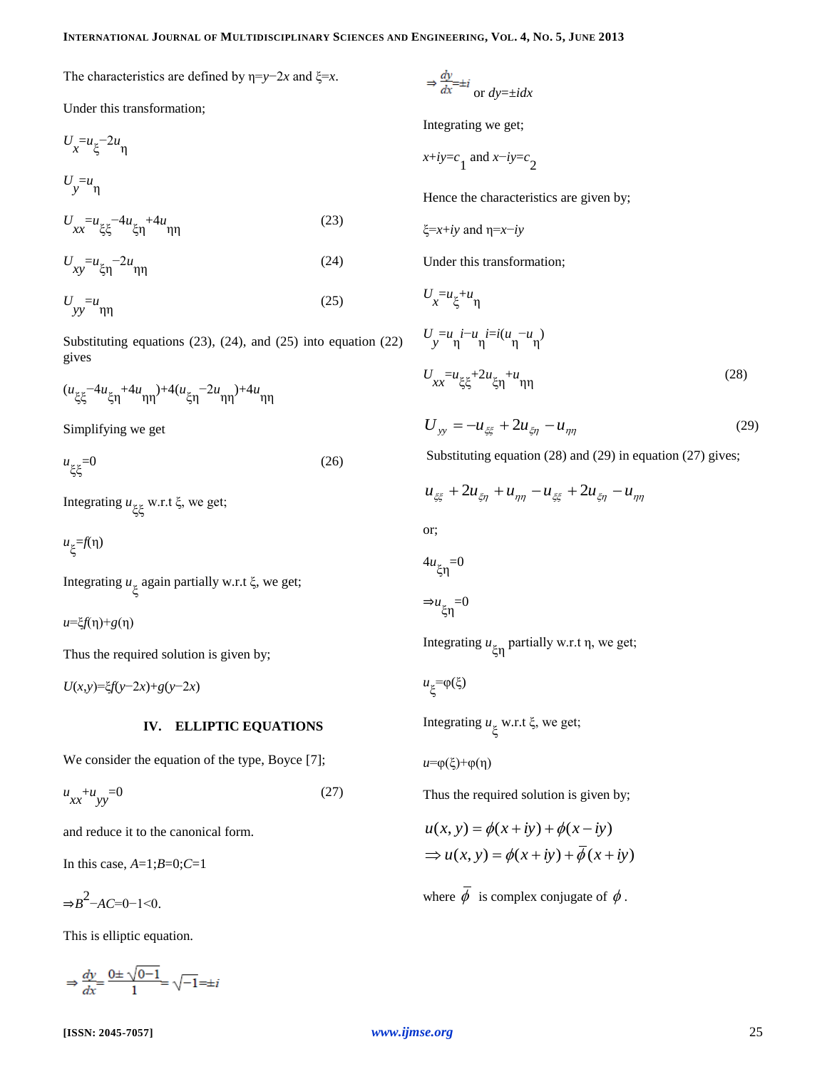The characteristics are defined by $\eta=y-2x$ and $\xi=x$.

Under this transformation;

$$U_x=u_\xi-2u_\eta$$

$$U_y=u_\eta$$

$$U_{xx}=u_{\xi\xi}-4u_{\xi\eta}+4u_{\eta\eta} \tag{23}$$

$$U_{xy}=u_{\xi\eta}-2u_{\eta\eta} \tag{24}$$

$$U_{yy}=u_{\eta\eta} \tag{25}$$

Substituting equations (23), (24), and (25) into equation (22) gives

$$(u_{\xi\xi}-4u_{\xi\eta}+4u_{\eta\eta})+4(u_{\xi\eta}-2u_{\eta\eta})+4u_{\eta\eta}$$

Simplifying we get

$$u_{\xi\xi}=0 \tag{26}$$

Integrating $u_{\xi\xi}$ w.r.t $\xi$, we get;

$$u_\xi=f(\eta)$$

Integrating $u_\xi$ again partially w.r.t $\xi$, we get;

$$u=\xi f(\eta)+g(\eta)$$

Thus the required solution is given by;

$$U(x,y)=\xi f(y-2x)+g(y-2x)$$

## IV. ELLIPTIC EQUATIONS

We consider the equation of the type, Boyce [7];

$$u_{xx}+u_{yy}=0 \tag{27}$$

and reduce it to the canonical form.

In this case, $A=1; B=0; C=1$

$$\Rightarrow B^2-AC=0-1<0.$$

This is elliptic equation.

$$\Rightarrow \frac{dy}{dx}=\frac{0\pm\sqrt{0-1}}{1}=\sqrt{-1}=\pm i$$

$$\Rightarrow \frac{dy}{dx}=\pm i \text{ or } dy=\pm i dx$$

Integrating we get;

$$x+iy=c_1 \text{ and } x-iy=c_2$$

Hence the characteristics are given by;

$$\xi=x+iy \text{ and } \eta=x-iy$$

Under this transformation;

$$U_x=u_\xi+u_\eta$$

$$U_y=u_\eta i-u_\eta i=i(u_\eta-u_\eta)$$

$$U_{xx}=u_{\xi\xi}+2u_{\xi\eta}+u_{\eta\eta} \tag{28}$$

$$U_{yy}=-u_{\xi\xi}+2u_{\xi\eta}-u_{\eta\eta} \tag{29}$$

Substituting equation (28) and (29) in equation (27) gives;

$$u_{\xi\xi}+2u_{\xi\eta}+u_{\eta\eta}-u_{\xi\xi}+2u_{\xi\eta}-u_{\eta\eta}$$

or;

$$4u_{\xi\eta}=0$$

$$\Rightarrow u_{\xi\eta}=0$$

Integrating $u_{\xi\eta}$ partially w.r.t $\eta$, we get;

$$u_\xi=\varphi(\xi)$$

Integrating $u_\xi$ w.r.t $\xi$, we get;

$$u=\varphi(\xi)+\varphi(\eta)$$

Thus the required solution is given by;

$$u(x,y)=\phi(x+iy)+\phi(x-iy)$$
$$\Rightarrow u(x,y)=\phi(x+iy)+\overline{\phi}(x+iy)$$

where $\overline{\phi}$ is complex conjugate of $\phi$.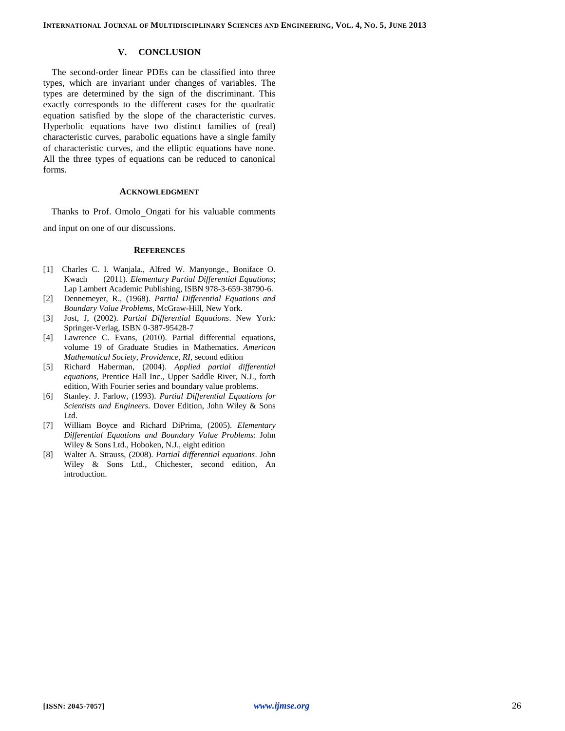## V. CONCLUSION

The second-order linear PDEs can be classified into three types, which are invariant under changes of variables. The types are determined by the sign of the discriminant. This exactly corresponds to the different cases for the quadratic equation satisfied by the slope of the characteristic curves. Hyperbolic equations have two distinct families of (real) characteristic curves, parabolic equations have a single family of characteristic curves, and the elliptic equations have none. All the three types of equations can be reduced to canonical forms.

### ACKNOWLEDGMENT

Thanks to Prof. Omolo_Ongati for his valuable comments and input on one of our discussions.

### REFERENCES

[1] Charles C. I. Wanjala., Alfred W. Manyonge., Boniface O. Kwach (2011). *Elementary Partial Differential Equations*; Lap Lambert Academic Publishing, ISBN 978-3-659-38790-6.

[2] Dennemeyer, R., (1968). *Partial Differential Equations and Boundary Value Problems*, McGraw-Hill, New York.

[3] Jost, J, (2002). *Partial Differential Equations*. New York: Springer-Verlag, ISBN 0-387-95428-7

[4] Lawrence C. Evans, (2010). Partial differential equations, volume 19 of Graduate Studies in Mathematics. *American Mathematical Society, Providence, RI*, second edition

[5] Richard Haberman, (2004). *Applied partial differential equations*, Prentice Hall Inc., Upper Saddle River, N.J., forth edition, With Fourier series and boundary value problems.

[6] Stanley. J. Farlow, (1993). *Partial Differential Equations for Scientists and Engineers*. Dover Edition, John Wiley & Sons Ltd.

[7] William Boyce and Richard DiPrima, (2005). *Elementary Differential Equations and Boundary Value Problems*: John Wiley & Sons Ltd., Hoboken, N.J., eight edition

[8] Walter A. Strauss, (2008). *Partial differential equations*. John Wiley & Sons Ltd., Chichester, second edition, An introduction.